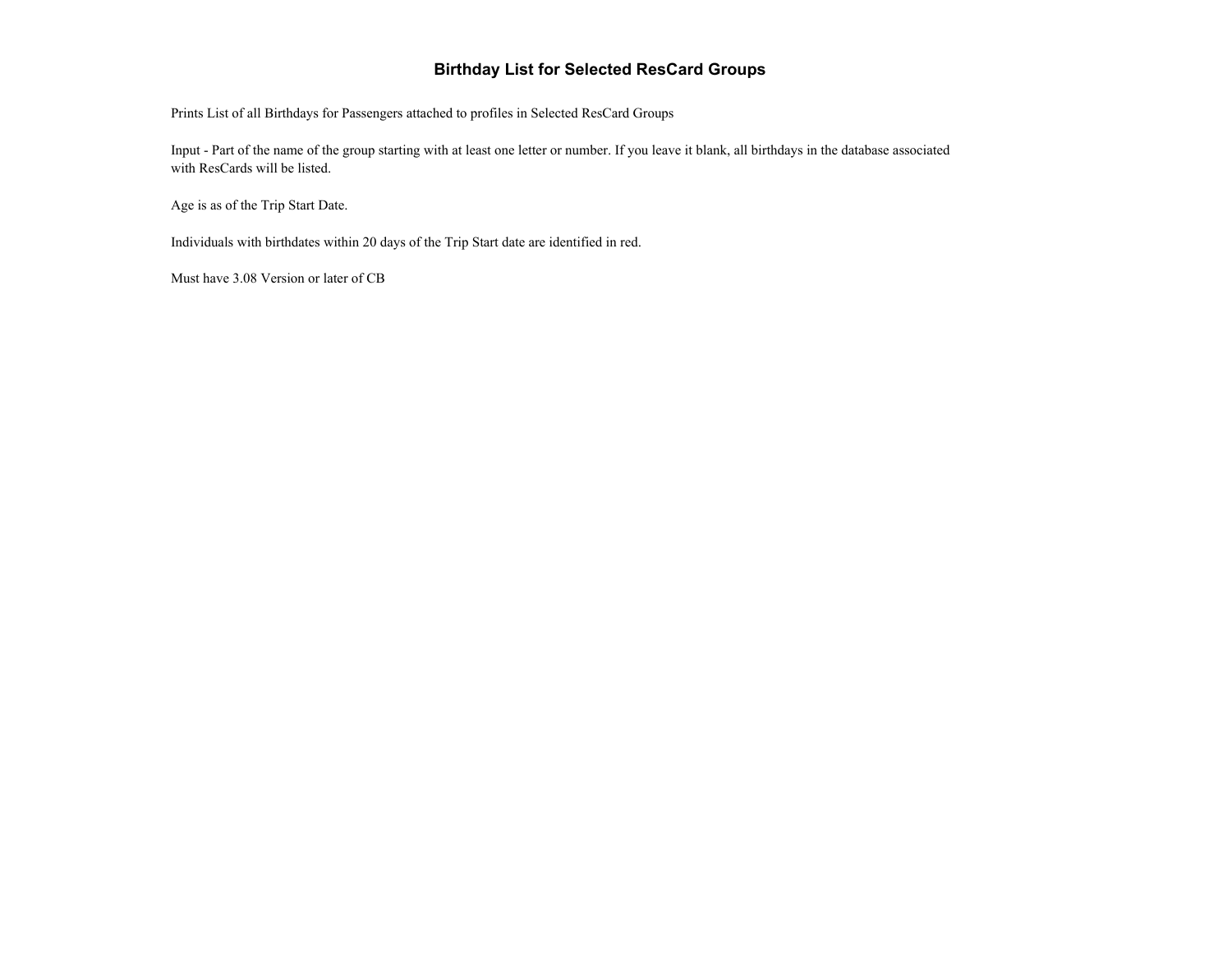# Birthday List for Selected ResCard Groups

Prints List of all Birthdays for Passengers attached to profiles in Selected ResCard Groups

Input - Part of the name of the group starting with at least one letter or number. If you leave it blank, all birthdays in the database associated with ResCards will be listed.

Age is as of the Trip Start Date.

Individuals with birthdates within 20 days of the Trip Start date are identified in red.

Must have 3.08 Version or later of CB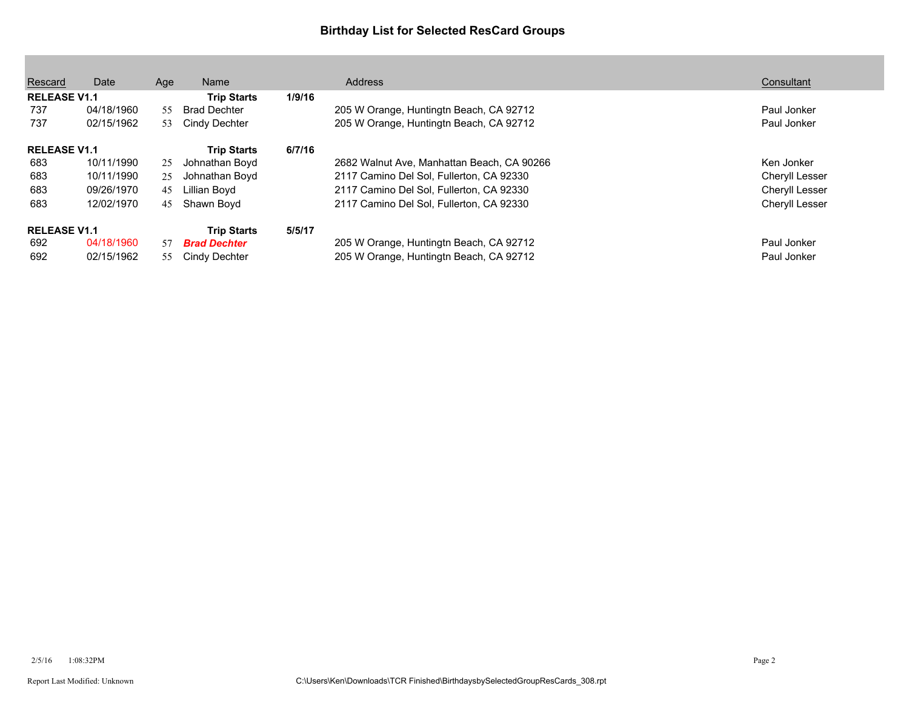# Birthday List for Selected ResCard Groups

| Rescard | Date | Age | Name | | Address | Consultant |
|---|---|---|---|---|---|---|
| **RELEASE V1.1** | | | **Trip Starts** | **1/9/16** | | |
| 737 | 04/18/1960 | 55 | Brad Dechter | | 205 W Orange, Huntingtn Beach, CA 92712 | Paul Jonker |
| 737 | 02/15/1962 | 53 | Cindy Dechter | | 205 W Orange, Huntingtn Beach, CA 92712 | Paul Jonker |
| **RELEASE V1.1** | | | **Trip Starts** | **6/7/16** | | |
| 683 | 10/11/1990 | 25 | Johnathan Boyd | | 2682 Walnut Ave, Manhattan Beach, CA 90266 | Ken Jonker |
| 683 | 10/11/1990 | 25 | Johnathan Boyd | | 2117 Camino Del Sol, Fullerton, CA 92330 | Cheryll Lesser |
| 683 | 09/26/1970 | 45 | Lillian Boyd | | 2117 Camino Del Sol, Fullerton, CA 92330 | Cheryll Lesser |
| 683 | 12/02/1970 | 45 | Shawn Boyd | | 2117 Camino Del Sol, Fullerton, CA 92330 | Cheryll Lesser |
| **RELEASE V1.1** | | | **Trip Starts** | **5/5/17** | | |
| 692 | 04/18/1960 | 57 | ***Brad Dechter*** | | 205 W Orange, Huntingtn Beach, CA 92712 | Paul Jonker |
| 692 | 02/15/1962 | 55 | Cindy Dechter | | 205 W Orange, Huntingtn Beach, CA 92712 | Paul Jonker |

2/5/16 1:08:32PM

Report Last Modified: Unknown

C:\Users\Ken\Downloads\TCR Finished\BirthdaysbySelectedGroupResCards_308.rpt